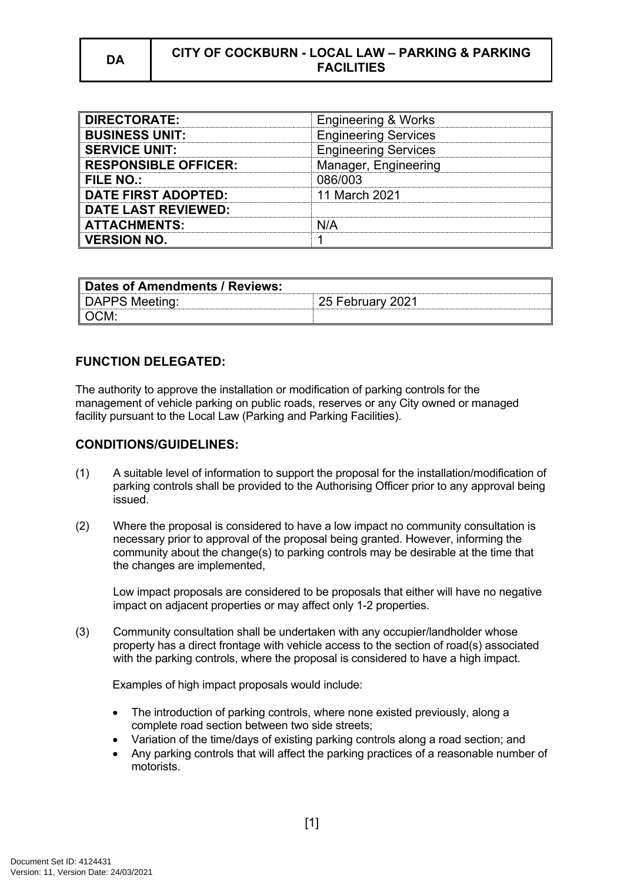| DA | CITY OF COCKBURN - LOCAL LAW – PARKING & PARKING FACILITIES |
|---|---|

| | |
|---|---|
| **DIRECTORATE:** | Engineering & Works |
| **BUSINESS UNIT:** | Engineering Services |
| **SERVICE UNIT:** | Engineering Services |
| **RESPONSIBLE OFFICER:** | Manager, Engineering |
| **FILE NO.:** | 086/003 |
| **DATE FIRST ADOPTED:** | 11 March 2021 |
| **DATE LAST REVIEWED:** | |
| **ATTACHMENTS:** | N/A |
| **VERSION NO.** | 1 |

| **Dates of Amendments / Reviews:** | |
|---|---|
| DAPPS Meeting: | 25 February 2021 |
| OCM: | |

## FUNCTION DELEGATED:

The authority to approve the installation or modification of parking controls for the management of vehicle parking on public roads, reserves or any City owned or managed facility pursuant to the Local Law (Parking and Parking Facilities).

## CONDITIONS/GUIDELINES:

(1) A suitable level of information to support the proposal for the installation/modification of parking controls shall be provided to the Authorising Officer prior to any approval being issued.

(2) Where the proposal is considered to have a low impact no community consultation is necessary prior to approval of the proposal being granted. However, informing the community about the change(s) to parking controls may be desirable at the time that the changes are implemented,

Low impact proposals are considered to be proposals that either will have no negative impact on adjacent properties or may affect only 1-2 properties.

(3) Community consultation shall be undertaken with any occupier/landholder whose property has a direct frontage with vehicle access to the section of road(s) associated with the parking controls, where the proposal is considered to have a high impact.

Examples of high impact proposals would include:

- The introduction of parking controls, where none existed previously, along a complete road section between two side streets;
- Variation of the time/days of existing parking controls along a road section; and
- Any parking controls that will affect the parking practices of a reasonable number of motorists.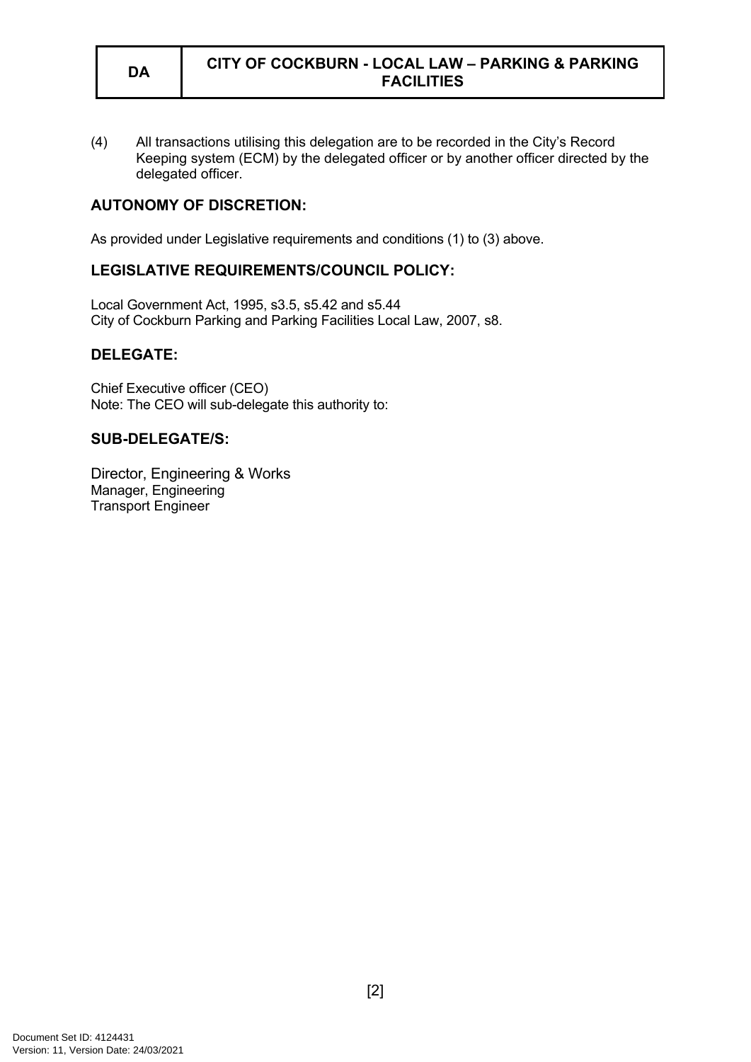(4) All transactions utilising this delegation are to be recorded in the City's Record Keeping system (ECM) by the delegated officer or by another officer directed by the delegated officer.

## AUTONOMY OF DISCRETION:

As provided under Legislative requirements and conditions (1) to (3) above.

## LEGISLATIVE REQUIREMENTS/COUNCIL POLICY:

Local Government Act, 1995, s3.5, s5.42 and s5.44
City of Cockburn Parking and Parking Facilities Local Law, 2007, s8.

## DELEGATE:

Chief Executive officer (CEO)
Note: The CEO will sub-delegate this authority to:

## SUB-DELEGATE/S:

Director, Engineering & Works
Manager, Engineering
Transport Engineer